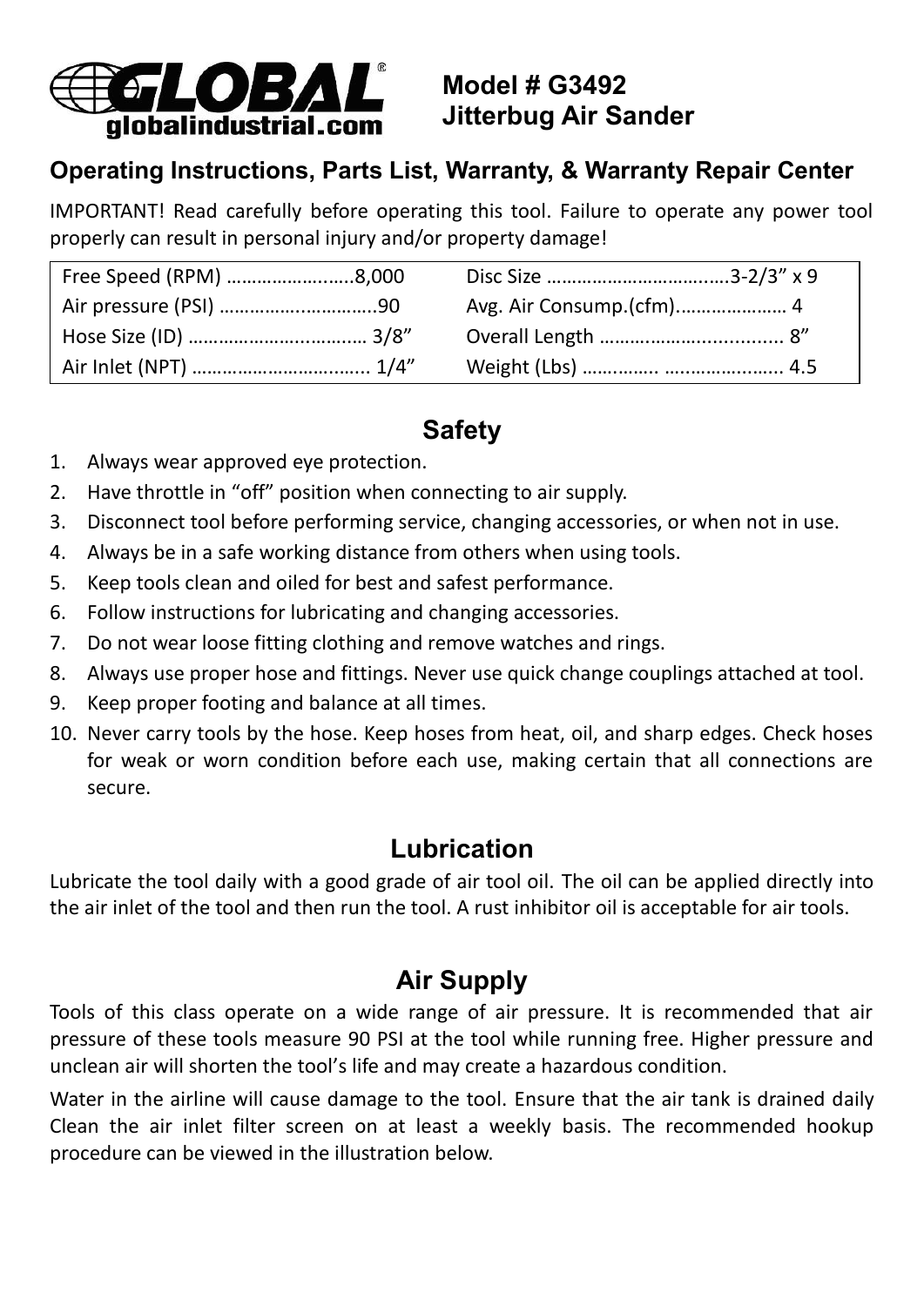# GLOBAL®
globalindustrial.com

## Model # G3492
## Jitterbug Air Sander

### Operating Instructions, Parts List, Warranty, & Warranty Repair Center

IMPORTANT! Read carefully before operating this tool. Failure to operate any power tool properly can result in personal injury and/or property damage!

| | | | |
|---|---|---|---|
| Free Speed (RPM) | 8,000 | Disc Size | 3-2/3" x 9 |
| Air pressure (PSI) | 90 | Avg. Air Consump.(cfm) | 4 |
| Hose Size (ID) | 3/8" | Overall Length | 8" |
| Air Inlet (NPT) | 1/4" | Weight (Lbs) | 4.5 |

## Safety

1. Always wear approved eye protection.
2. Have throttle in "off" position when connecting to air supply.
3. Disconnect tool before performing service, changing accessories, or when not in use.
4. Always be in a safe working distance from others when using tools.
5. Keep tools clean and oiled for best and safest performance.
6. Follow instructions for lubricating and changing accessories.
7. Do not wear loose fitting clothing and remove watches and rings.
8. Always use proper hose and fittings. Never use quick change couplings attached at tool.
9. Keep proper footing and balance at all times.
10. Never carry tools by the hose. Keep hoses from heat, oil, and sharp edges. Check hoses for weak or worn condition before each use, making certain that all connections are secure.

## Lubrication

Lubricate the tool daily with a good grade of air tool oil. The oil can be applied directly into the air inlet of the tool and then run the tool. A rust inhibitor oil is acceptable for air tools.

## Air Supply

Tools of this class operate on a wide range of air pressure. It is recommended that air pressure of these tools measure 90 PSI at the tool while running free. Higher pressure and unclean air will shorten the tool's life and may create a hazardous condition.

Water in the airline will cause damage to the tool. Ensure that the air tank is drained daily Clean the air inlet filter screen on at least a weekly basis. The recommended hookup procedure can be viewed in the illustration below.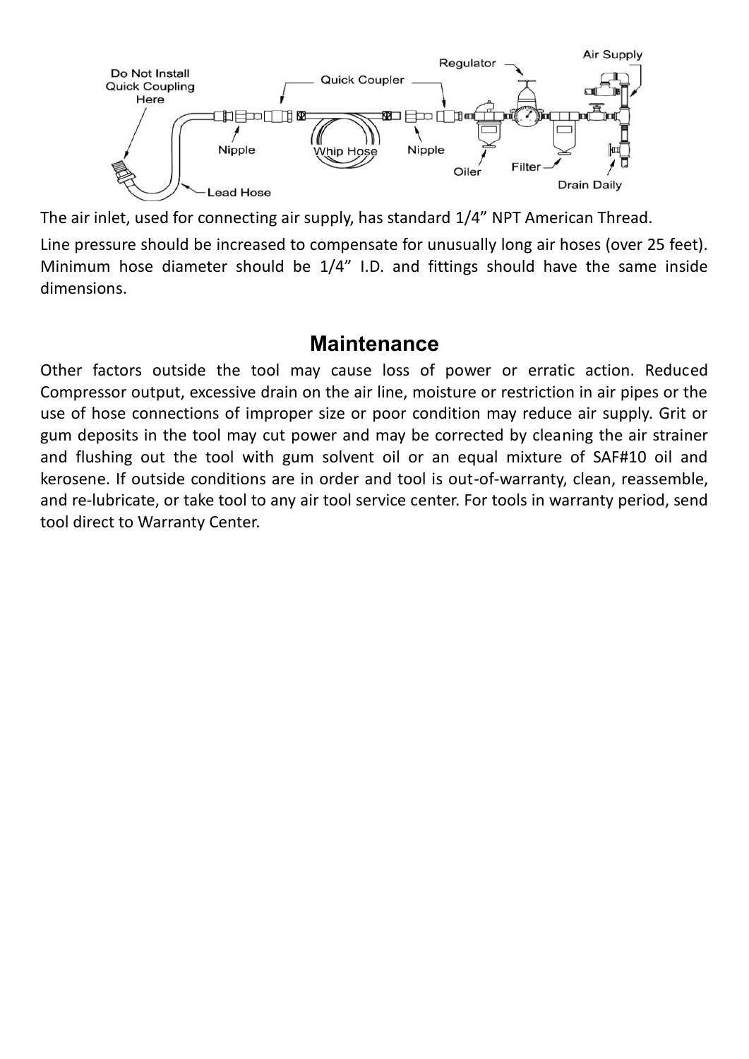The air inlet, used for connecting air supply, has standard 1/4" NPT American Thread.

Line pressure should be increased to compensate for unusually long air hoses (over 25 feet). Minimum hose diameter should be 1/4" I.D. and fittings should have the same inside dimensions.

## Maintenance

Other factors outside the tool may cause loss of power or erratic action. Reduced Compressor output, excessive drain on the air line, moisture or restriction in air pipes or the use of hose connections of improper size or poor condition may reduce air supply. Grit or gum deposits in the tool may cut power and may be corrected by cleaning the air strainer and flushing out the tool with gum solvent oil or an equal mixture of SAF#10 oil and kerosene. If outside conditions are in order and tool is out-of-warranty, clean, reassemble, and re-lubricate, or take tool to any air tool service center. For tools in warranty period, send tool direct to Warranty Center.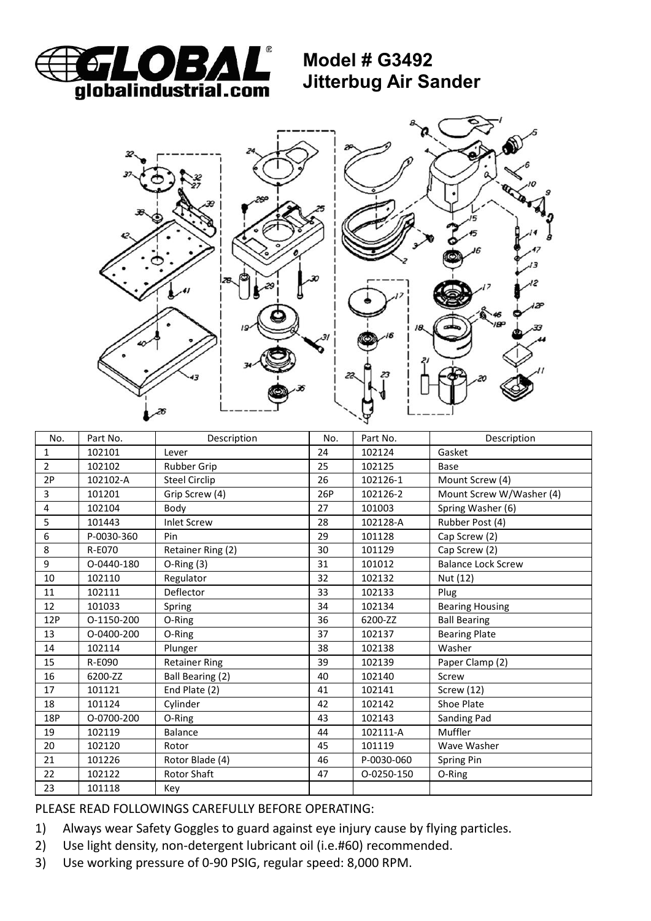GLOBAL®
globalindustrial.com

# Model # G3492
# Jitterbug Air Sander

| No. | Part No. | Description | No. | Part No. | Description |
|---|---|---|---|---|---|
| 1 | 102101 | Lever | 24 | 102124 | Gasket |
| 2 | 102102 | Rubber Grip | 25 | 102125 | Base |
| 2P | 102102-A | Steel Circlip | 26 | 102126-1 | Mount Screw (4) |
| 3 | 101201 | Grip Screw (4) | 26P | 102126-2 | Mount Screw W/Washer (4) |
| 4 | 102104 | Body | 27 | 101003 | Spring Washer (6) |
| 5 | 101443 | Inlet Screw | 28 | 102128-A | Rubber Post (4) |
| 6 | P-0030-360 | Pin | 29 | 101128 | Cap Screw (2) |
| 8 | R-E070 | Retainer Ring (2) | 30 | 101129 | Cap Screw (2) |
| 9 | O-0440-180 | O-Ring (3) | 31 | 101012 | Balance Lock Screw |
| 10 | 102110 | Regulator | 32 | 102132 | Nut (12) |
| 11 | 102111 | Deflector | 33 | 102133 | Plug |
| 12 | 101033 | Spring | 34 | 102134 | Bearing Housing |
| 12P | O-1150-200 | O-Ring | 36 | 6200-ZZ | Ball Bearing |
| 13 | O-0400-200 | O-Ring | 37 | 102137 | Bearing Plate |
| 14 | 102114 | Plunger | 38 | 102138 | Washer |
| 15 | R-E090 | Retainer Ring | 39 | 102139 | Paper Clamp (2) |
| 16 | 6200-ZZ | Ball Bearing (2) | 40 | 102140 | Screw |
| 17 | 101121 | End Plate (2) | 41 | 102141 | Screw (12) |
| 18 | 101124 | Cylinder | 42 | 102142 | Shoe Plate |
| 18P | O-0700-200 | O-Ring | 43 | 102143 | Sanding Pad |
| 19 | 102119 | Balance | 44 | 102111-A | Muffler |
| 20 | 102120 | Rotor | 45 | 101119 | Wave Washer |
| 21 | 101226 | Rotor Blade (4) | 46 | P-0030-060 | Spring Pin |
| 22 | 102122 | Rotor Shaft | 47 | O-0250-150 | O-Ring |
| 23 | 101118 | Key | | | |

PLEASE READ FOLLOWINGS CAREFULLY BEFORE OPERATING:

1) Always wear Safety Goggles to guard against eye injury cause by flying particles.
2) Use light density, non-detergent lubricant oil (i.e.#60) recommended.
3) Use working pressure of 0-90 PSIG, regular speed: 8,000 RPM.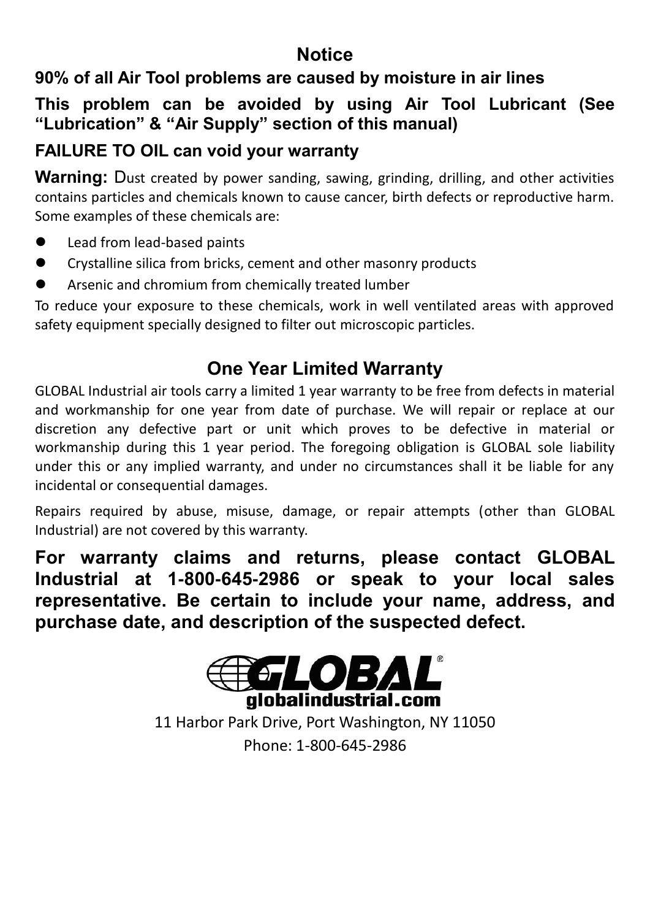## Notice

### 90% of all Air Tool problems are caused by moisture in air lines

### This problem can be avoided by using Air Tool Lubricant (See “Lubrication” & “Air Supply” section of this manual)

### FAILURE TO OIL can void your warranty

**Warning:** Dust created by power sanding, sawing, grinding, drilling, and other activities contains particles and chemicals known to cause cancer, birth defects or reproductive harm. Some examples of these chemicals are:

- Lead from lead-based paints
- Crystalline silica from bricks, cement and other masonry products
- Arsenic and chromium from chemically treated lumber

To reduce your exposure to these chemicals, work in well ventilated areas with approved safety equipment specially designed to filter out microscopic particles.

## One Year Limited Warranty

GLOBAL Industrial air tools carry a limited 1 year warranty to be free from defects in material and workmanship for one year from date of purchase. We will repair or replace at our discretion any defective part or unit which proves to be defective in material or workmanship during this 1 year period. The foregoing obligation is GLOBAL sole liability under this or any implied warranty, and under no circumstances shall it be liable for any incidental or consequential damages.

Repairs required by abuse, misuse, damage, or repair attempts (other than GLOBAL Industrial) are not covered by this warranty.

**For warranty claims and returns, please contact GLOBAL Industrial at 1-800-645-2986 or speak to your local sales representative. Be certain to include your name, address, and purchase date, and description of the suspected defect.**

GLOBAL®
globalindustrial.com

11 Harbor Park Drive, Port Washington, NY 11050

Phone: 1-800-645-2986